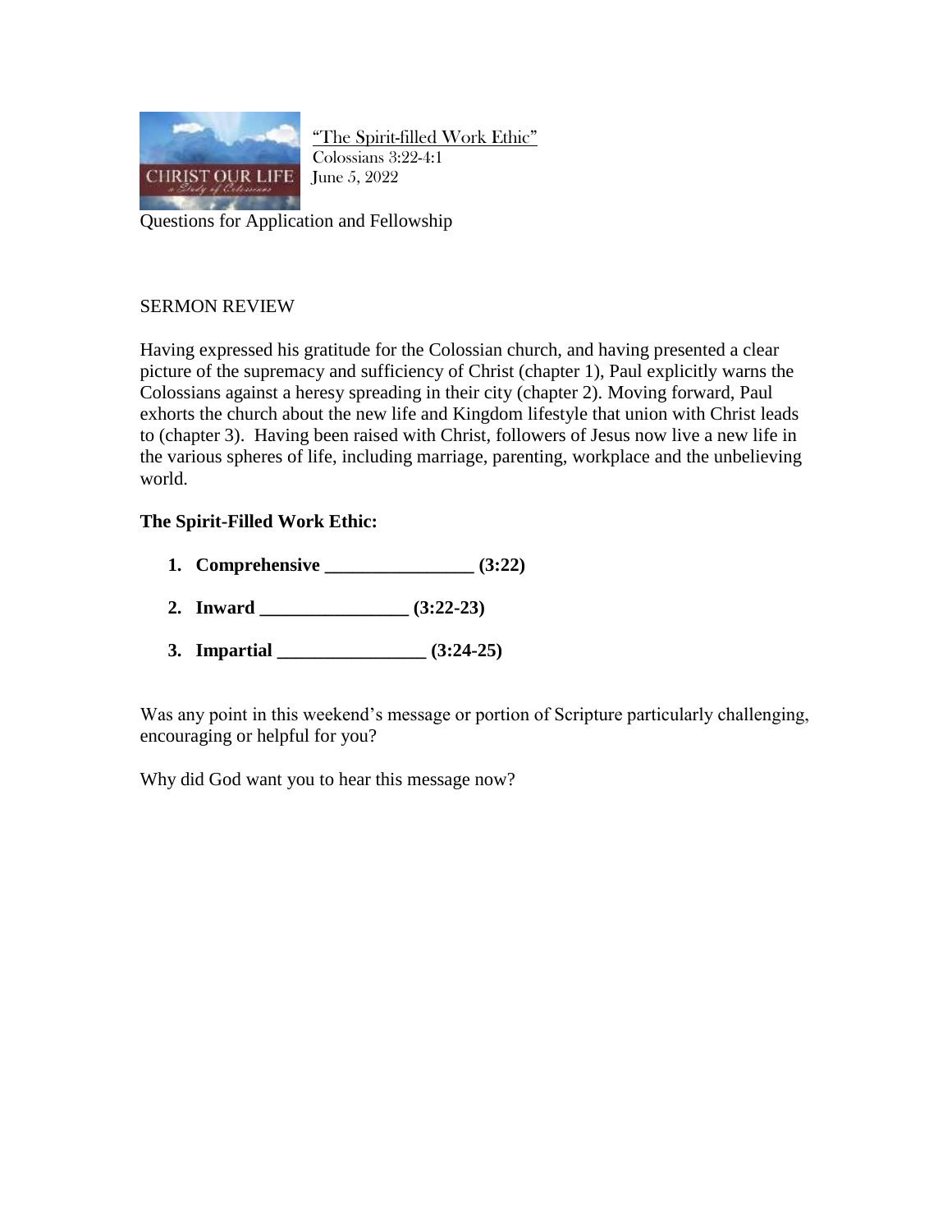"The Spirit-filled Work Ethic"
Colossians 3:22-4:1
June 5, 2022

Questions for Application and Fellowship

SERMON REVIEW

Having expressed his gratitude for the Colossian church, and having presented a clear picture of the supremacy and sufficiency of Christ (chapter 1), Paul explicitly warns the Colossians against a heresy spreading in their city (chapter 2). Moving forward, Paul exhorts the church about the new life and Kingdom lifestyle that union with Christ leads to (chapter 3). Having been raised with Christ, followers of Jesus now live a new life in the various spheres of life, including marriage, parenting, workplace and the unbelieving world.

**The Spirit-Filled Work Ethic:**

1. **Comprehensive ________________ (3:22)**
2. **Inward ________________ (3:22-23)**
3. **Impartial ________________ (3:24-25)**

Was any point in this weekend's message or portion of Scripture particularly challenging, encouraging or helpful for you?

Why did God want you to hear this message now?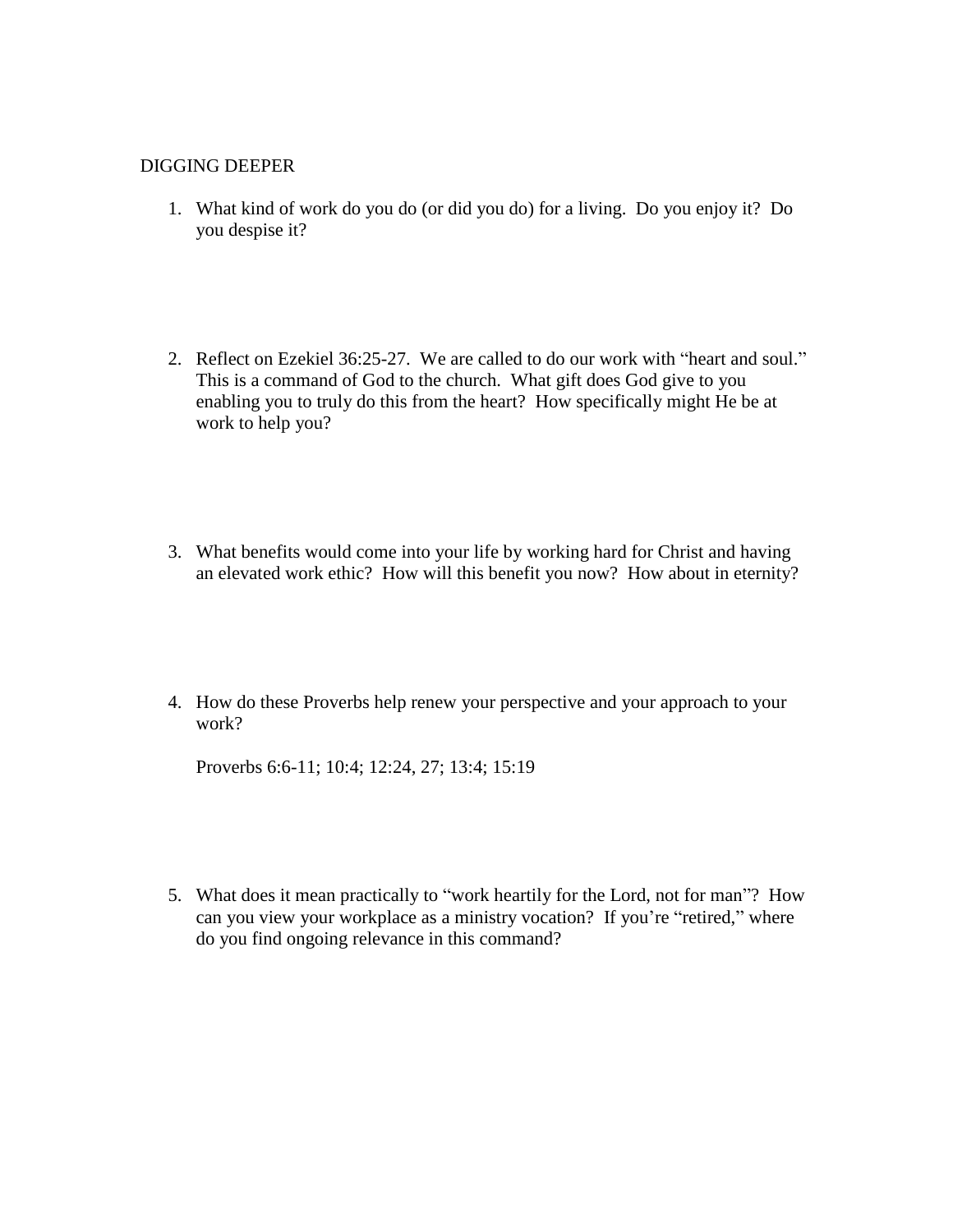DIGGING DEEPER

1. What kind of work do you do (or did you do) for a living. Do you enjoy it? Do you despise it?

2. Reflect on Ezekiel 36:25-27. We are called to do our work with “heart and soul.” This is a command of God to the church. What gift does God give to you enabling you to truly do this from the heart? How specifically might He be at work to help you?

3. What benefits would come into your life by working hard for Christ and having an elevated work ethic? How will this benefit you now? How about in eternity?

4. How do these Proverbs help renew your perspective and your approach to your work?

   Proverbs 6:6-11; 10:4; 12:24, 27; 13:4; 15:19

5. What does it mean practically to “work heartily for the Lord, not for man”? How can you view your workplace as a ministry vocation? If you’re “retired,” where do you find ongoing relevance in this command?